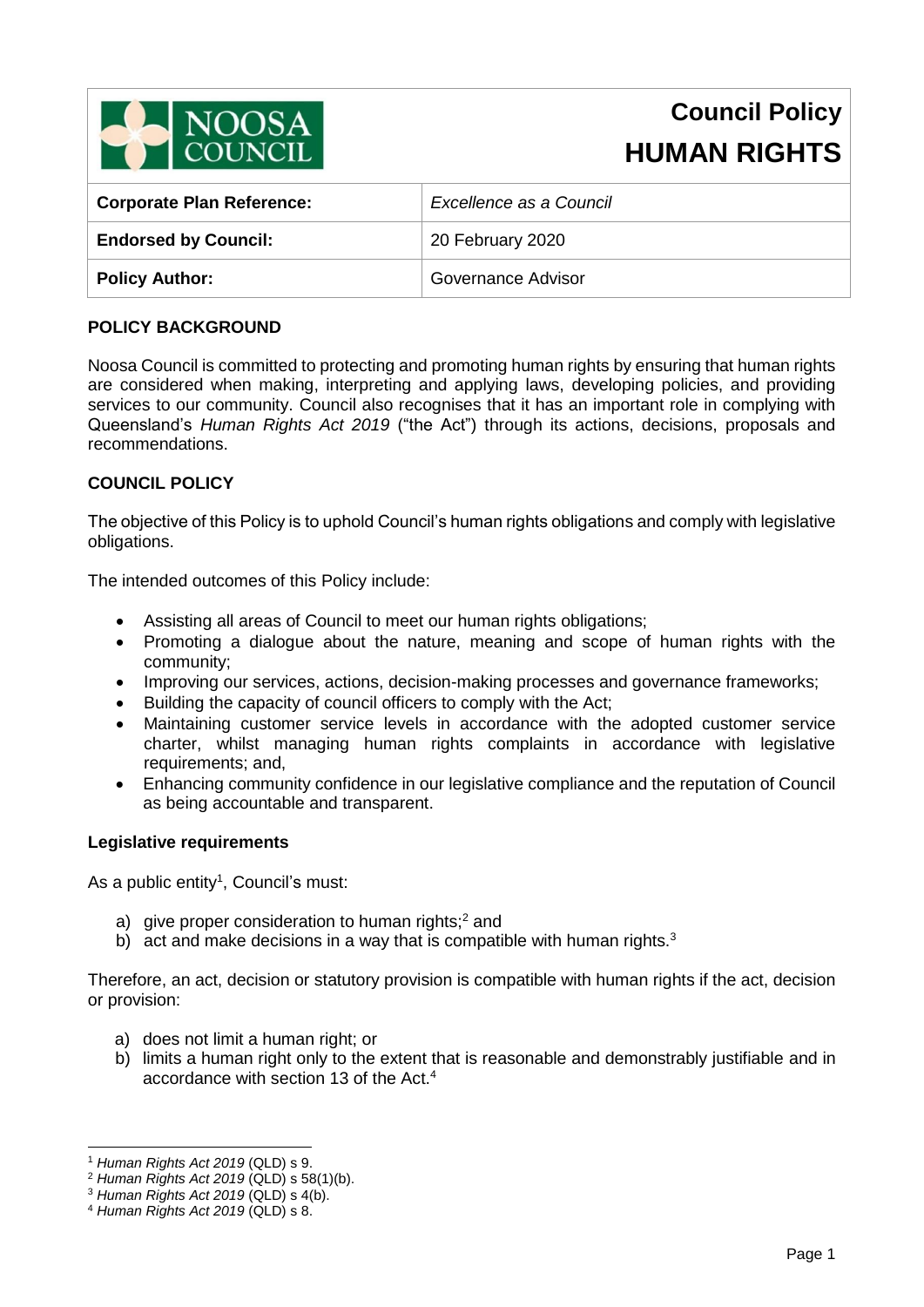# Council Policy
# HUMAN RIGHTS

| Corporate Plan Reference: | *Excellence as a Council* |
| --- | --- |
| **Endorsed by Council:** | 20 February 2020 |
| **Policy Author:** | Governance Advisor |

## POLICY BACKGROUND

Noosa Council is committed to protecting and promoting human rights by ensuring that human rights are considered when making, interpreting and applying laws, developing policies, and providing services to our community. Council also recognises that it has an important role in complying with Queensland's *Human Rights Act 2019* ("the Act") through its actions, decisions, proposals and recommendations.

## COUNCIL POLICY

The objective of this Policy is to uphold Council's human rights obligations and comply with legislative obligations.

The intended outcomes of this Policy include:

- Assisting all areas of Council to meet our human rights obligations;
- Promoting a dialogue about the nature, meaning and scope of human rights with the community;
- Improving our services, actions, decision-making processes and governance frameworks;
- Building the capacity of council officers to comply with the Act;
- Maintaining customer service levels in accordance with the adopted customer service charter, whilst managing human rights complaints in accordance with legislative requirements; and,
- Enhancing community confidence in our legislative compliance and the reputation of Council as being accountable and transparent.

### Legislative requirements

As a public entity[1], Council's must:

a) give proper consideration to human rights;[2] and
b) act and make decisions in a way that is compatible with human rights.[3]

Therefore, an act, decision or statutory provision is compatible with human rights if the act, decision or provision:

a) does not limit a human right; or
b) limits a human right only to the extent that is reasonable and demonstrably justifiable and in accordance with section 13 of the Act.[4]

---

[1] *Human Rights Act 2019* (QLD) s 9.
[2] *Human Rights Act 2019* (QLD) s 58(1)(b).
[3] *Human Rights Act 2019* (QLD) s 4(b).
[4] *Human Rights Act 2019* (QLD) s 8.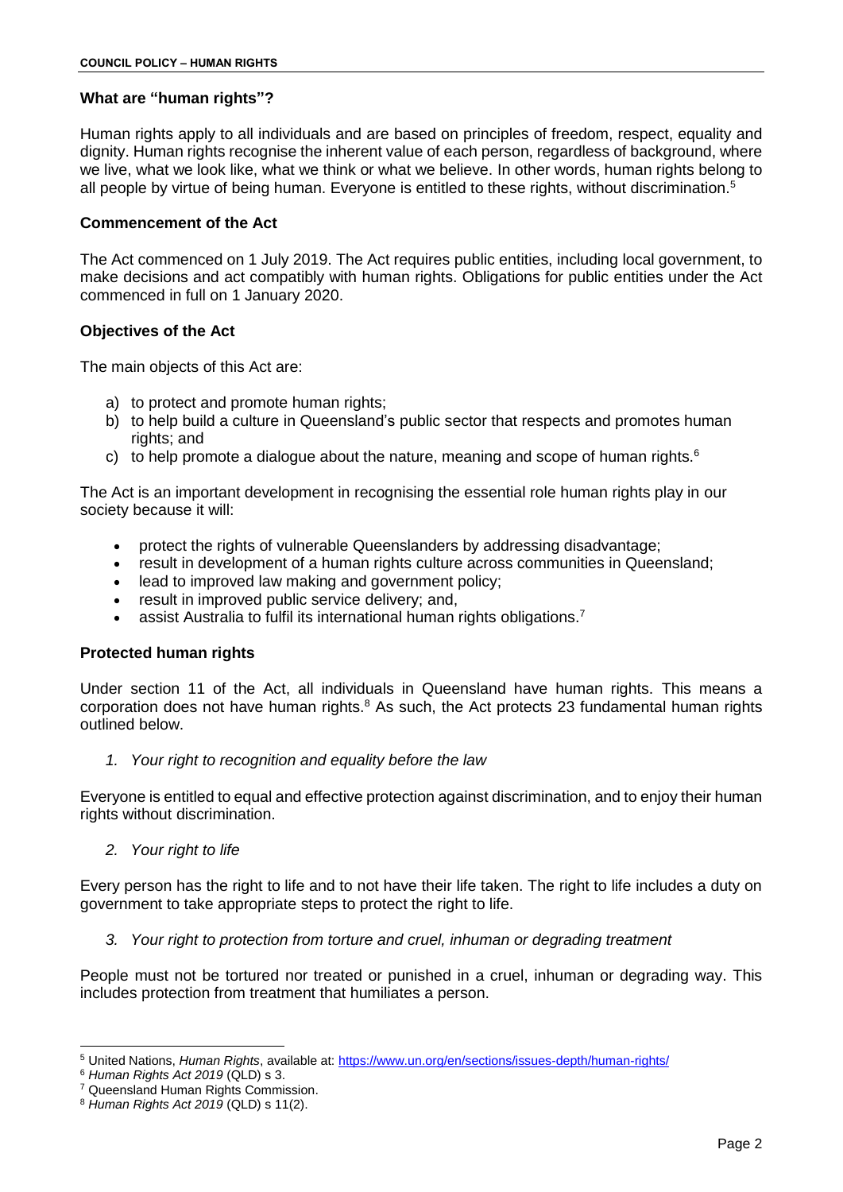### What are "human rights"?

Human rights apply to all individuals and are based on principles of freedom, respect, equality and dignity. Human rights recognise the inherent value of each person, regardless of background, where we live, what we look like, what we think or what we believe. In other words, human rights belong to all people by virtue of being human. Everyone is entitled to these rights, without discrimination.[5]

### Commencement of the Act

The Act commenced on 1 July 2019. The Act requires public entities, including local government, to make decisions and act compatibly with human rights. Obligations for public entities under the Act commenced in full on 1 January 2020.

### Objectives of the Act

The main objects of this Act are:

a) to protect and promote human rights;
b) to help build a culture in Queensland's public sector that respects and promotes human rights; and
c) to help promote a dialogue about the nature, meaning and scope of human rights.[6]

The Act is an important development in recognising the essential role human rights play in our society because it will:

- protect the rights of vulnerable Queenslanders by addressing disadvantage;
- result in development of a human rights culture across communities in Queensland;
- lead to improved law making and government policy;
- result in improved public service delivery; and,
- assist Australia to fulfil its international human rights obligations.[7]

### Protected human rights

Under section 11 of the Act, all individuals in Queensland have human rights. This means a corporation does not have human rights.[8] As such, the Act protects 23 fundamental human rights outlined below.

*1. Your right to recognition and equality before the law*

Everyone is entitled to equal and effective protection against discrimination, and to enjoy their human rights without discrimination.

*2. Your right to life*

Every person has the right to life and to not have their life taken. The right to life includes a duty on government to take appropriate steps to protect the right to life.

*3. Your right to protection from torture and cruel, inhuman or degrading treatment*

People must not be tortured nor treated or punished in a cruel, inhuman or degrading way. This includes protection from treatment that humiliates a person.

---

[5] United Nations, *Human Rights*, available at: https://www.un.org/en/sections/issues-depth/human-rights/

[6] *Human Rights Act 2019* (QLD) s 3.

[7] Queensland Human Rights Commission.

[8] *Human Rights Act 2019* (QLD) s 11(2).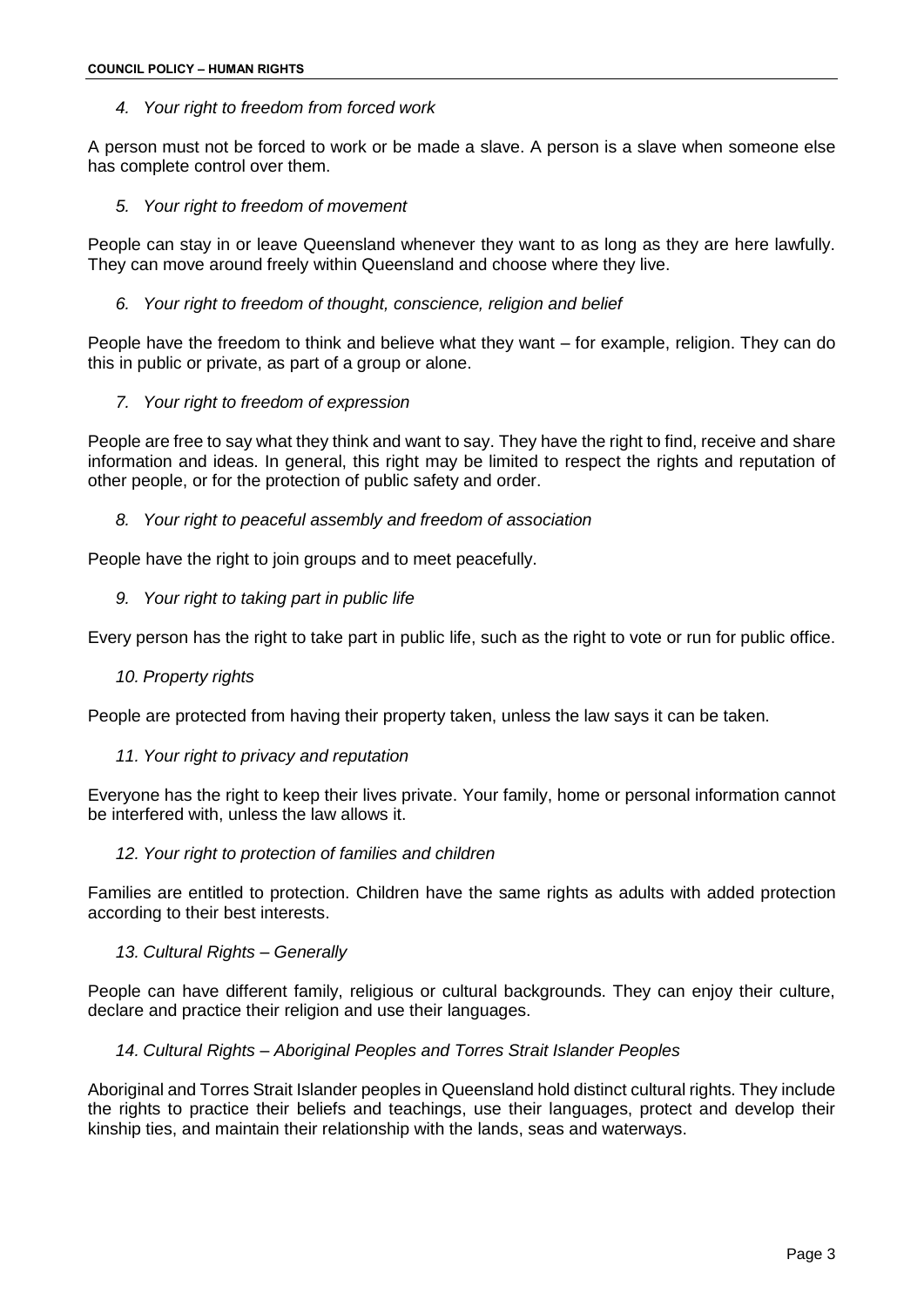*4. Your right to freedom from forced work*

A person must not be forced to work or be made a slave. A person is a slave when someone else has complete control over them.

*5. Your right to freedom of movement*

People can stay in or leave Queensland whenever they want to as long as they are here lawfully. They can move around freely within Queensland and choose where they live.

*6. Your right to freedom of thought, conscience, religion and belief*

People have the freedom to think and believe what they want – for example, religion. They can do this in public or private, as part of a group or alone.

*7. Your right to freedom of expression*

People are free to say what they think and want to say. They have the right to find, receive and share information and ideas. In general, this right may be limited to respect the rights and reputation of other people, or for the protection of public safety and order.

*8. Your right to peaceful assembly and freedom of association*

People have the right to join groups and to meet peacefully.

*9. Your right to taking part in public life*

Every person has the right to take part in public life, such as the right to vote or run for public office.

*10. Property rights*

People are protected from having their property taken, unless the law says it can be taken.

*11. Your right to privacy and reputation*

Everyone has the right to keep their lives private. Your family, home or personal information cannot be interfered with, unless the law allows it.

*12. Your right to protection of families and children*

Families are entitled to protection. Children have the same rights as adults with added protection according to their best interests.

*13. Cultural Rights – Generally*

People can have different family, religious or cultural backgrounds. They can enjoy their culture, declare and practice their religion and use their languages.

*14. Cultural Rights – Aboriginal Peoples and Torres Strait Islander Peoples*

Aboriginal and Torres Strait Islander peoples in Queensland hold distinct cultural rights. They include the rights to practice their beliefs and teachings, use their languages, protect and develop their kinship ties, and maintain their relationship with the lands, seas and waterways.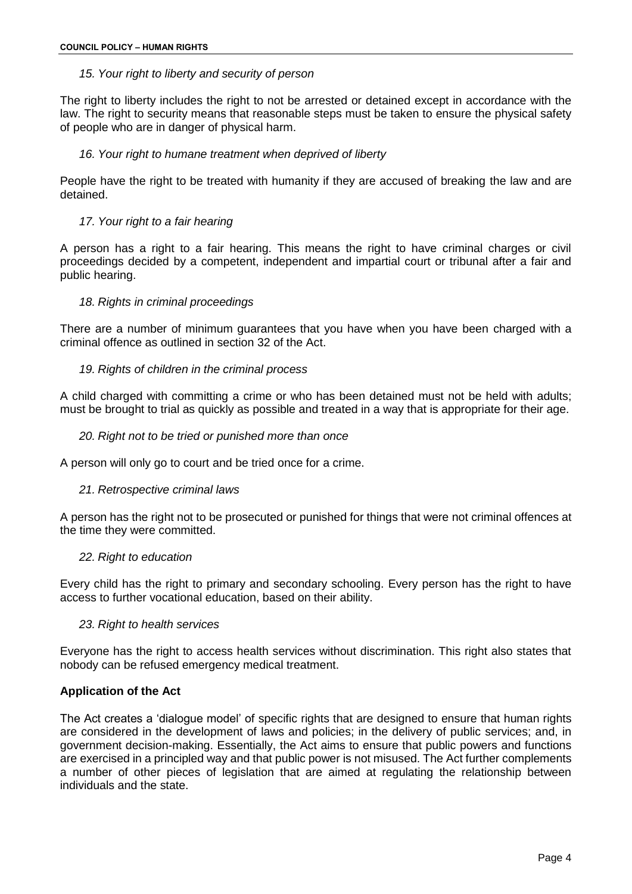*15. Your right to liberty and security of person*

The right to liberty includes the right to not be arrested or detained except in accordance with the law. The right to security means that reasonable steps must be taken to ensure the physical safety of people who are in danger of physical harm.

*16. Your right to humane treatment when deprived of liberty*

People have the right to be treated with humanity if they are accused of breaking the law and are detained.

*17. Your right to a fair hearing*

A person has a right to a fair hearing. This means the right to have criminal charges or civil proceedings decided by a competent, independent and impartial court or tribunal after a fair and public hearing.

*18. Rights in criminal proceedings*

There are a number of minimum guarantees that you have when you have been charged with a criminal offence as outlined in section 32 of the Act.

*19. Rights of children in the criminal process*

A child charged with committing a crime or who has been detained must not be held with adults; must be brought to trial as quickly as possible and treated in a way that is appropriate for their age.

*20. Right not to be tried or punished more than once*

A person will only go to court and be tried once for a crime.

*21. Retrospective criminal laws*

A person has the right not to be prosecuted or punished for things that were not criminal offences at the time they were committed.

*22. Right to education*

Every child has the right to primary and secondary schooling. Every person has the right to have access to further vocational education, based on their ability.

*23. Right to health services*

Everyone has the right to access health services without discrimination. This right also states that nobody can be refused emergency medical treatment.

**Application of the Act**

The Act creates a 'dialogue model' of specific rights that are designed to ensure that human rights are considered in the development of laws and policies; in the delivery of public services; and, in government decision-making. Essentially, the Act aims to ensure that public powers and functions are exercised in a principled way and that public power is not misused. The Act further complements a number of other pieces of legislation that are aimed at regulating the relationship between individuals and the state.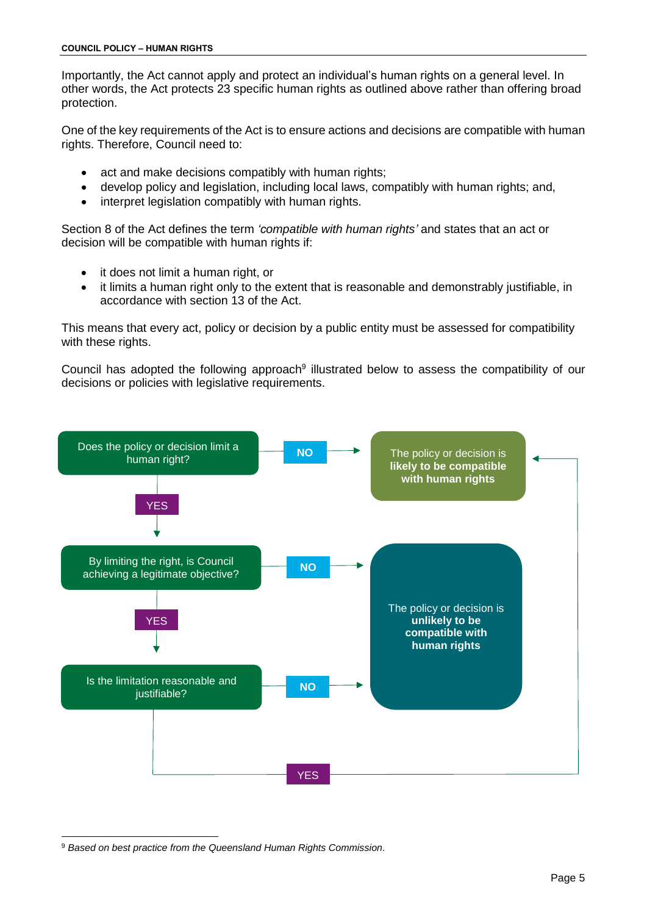Importantly, the Act cannot apply and protect an individual's human rights on a general level. In other words, the Act protects 23 specific human rights as outlined above rather than offering broad protection.

One of the key requirements of the Act is to ensure actions and decisions are compatible with human rights. Therefore, Council need to:

- act and make decisions compatibly with human rights;
- develop policy and legislation, including local laws, compatibly with human rights; and,
- interpret legislation compatibly with human rights.

Section 8 of the Act defines the term *'compatible with human rights'* and states that an act or decision will be compatible with human rights if:

- it does not limit a human right, or
- it limits a human right only to the extent that is reasonable and demonstrably justifiable, in accordance with section 13 of the Act.

This means that every act, policy or decision by a public entity must be assessed for compatibility with these rights.

Council has adopted the following approach[9] illustrated below to assess the compatibility of our decisions or policies with legislative requirements.

Does the policy or decision limit a human right?

- NO → The policy or decision is **likely to be compatible with human rights**
- YES ↓

By limiting the right, is Council achieving a legitimate objective?

- NO → The policy or decision is **unlikely to be compatible with human rights**
- YES ↓

Is the limitation reasonable and justifiable?

- NO → The policy or decision is **unlikely to be compatible with human rights**
- YES → The policy or decision is **likely to be compatible with human rights**

[9] *Based on best practice from the Queensland Human Rights Commission.*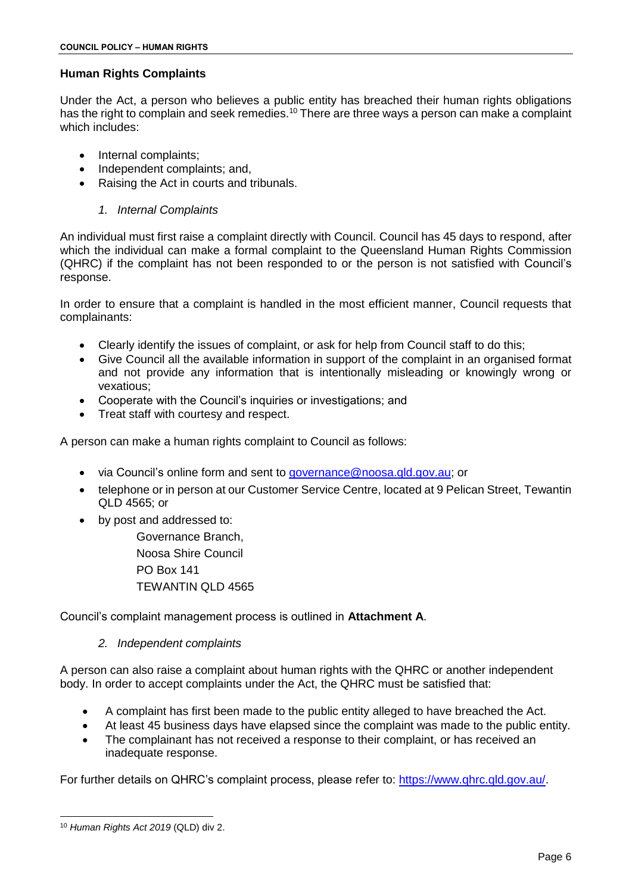## Human Rights Complaints

Under the Act, a person who believes a public entity has breached their human rights obligations has the right to complain and seek remedies.[10] There are three ways a person can make a complaint which includes:

- Internal complaints;
- Independent complaints; and,
- Raising the Act in courts and tribunals.

### *1. Internal Complaints*

An individual must first raise a complaint directly with Council. Council has 45 days to respond, after which the individual can make a formal complaint to the Queensland Human Rights Commission (QHRC) if the complaint has not been responded to or the person is not satisfied with Council's response.

In order to ensure that a complaint is handled in the most efficient manner, Council requests that complainants:

- Clearly identify the issues of complaint, or ask for help from Council staff to do this;
- Give Council all the available information in support of the complaint in an organised format and not provide any information that is intentionally misleading or knowingly wrong or vexatious;
- Cooperate with the Council's inquiries or investigations; and
- Treat staff with courtesy and respect.

A person can make a human rights complaint to Council as follows:

- via Council's online form and sent to [governance@noosa.qld.gov.au](mailto:governance@noosa.qld.gov.au); or
- telephone or in person at our Customer Service Centre, located at 9 Pelican Street, Tewantin QLD 4565; or
- by post and addressed to:

  Governance Branch,  
  Noosa Shire Council  
  PO Box 141  
  TEWANTIN QLD 4565

Council's complaint management process is outlined in **Attachment A**.

### *2. Independent complaints*

A person can also raise a complaint about human rights with the QHRC or another independent body. In order to accept complaints under the Act, the QHRC must be satisfied that:

- A complaint has first been made to the public entity alleged to have breached the Act.
- At least 45 business days have elapsed since the complaint was made to the public entity.
- The complainant has not received a response to their complaint, or has received an inadequate response.

For further details on QHRC's complaint process, please refer to: [https://www.qhrc.qld.gov.au/](https://www.qhrc.qld.gov.au/).

---

[10] *Human Rights Act 2019* (QLD) div 2.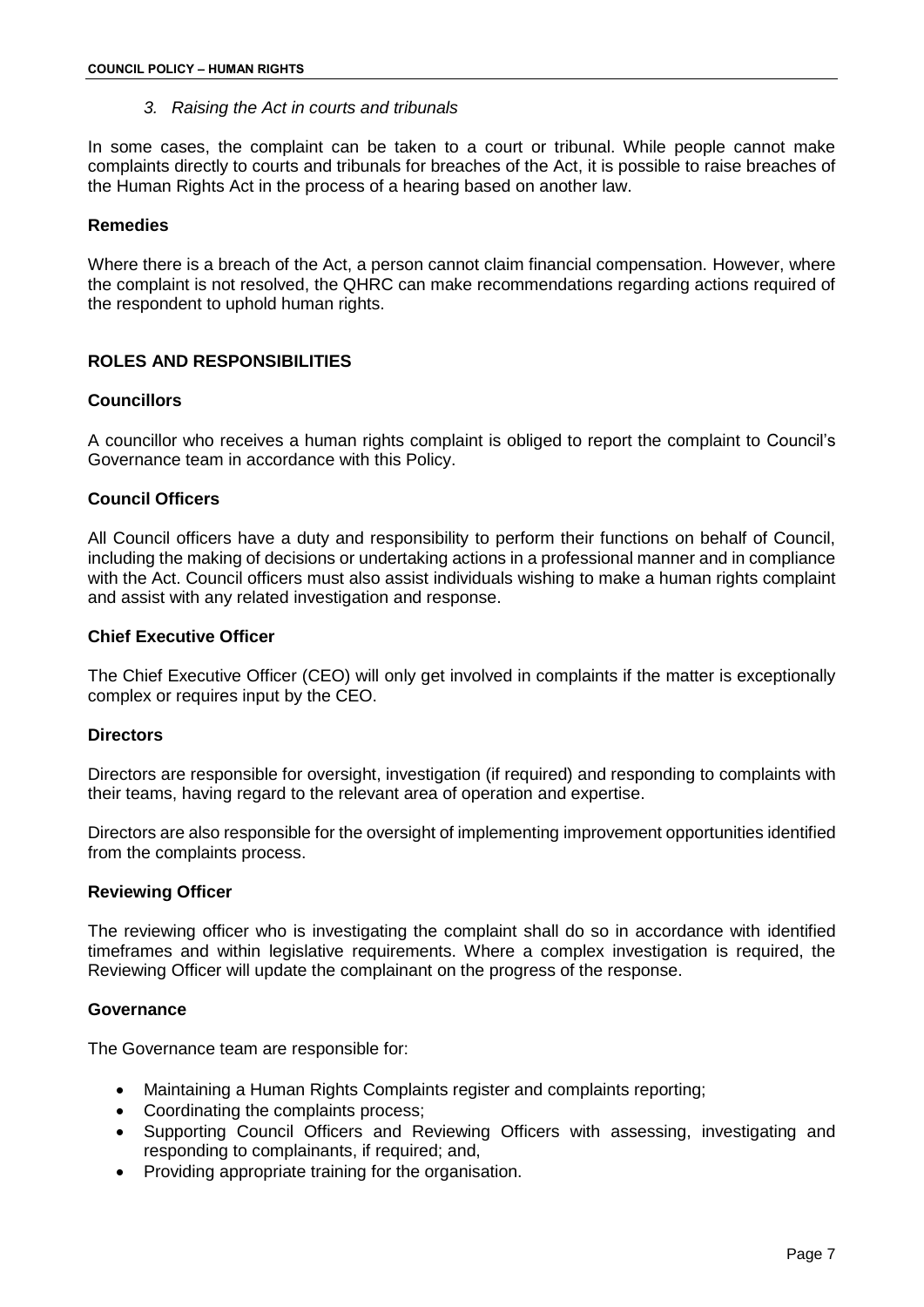*3. Raising the Act in courts and tribunals*

In some cases, the complaint can be taken to a court or tribunal. While people cannot make complaints directly to courts and tribunals for breaches of the Act, it is possible to raise breaches of the Human Rights Act in the process of a hearing based on another law.

**Remedies**

Where there is a breach of the Act, a person cannot claim financial compensation. However, where the complaint is not resolved, the QHRC can make recommendations regarding actions required of the respondent to uphold human rights.

## ROLES AND RESPONSIBILITIES

### Councillors

A councillor who receives a human rights complaint is obliged to report the complaint to Council's Governance team in accordance with this Policy.

### Council Officers

All Council officers have a duty and responsibility to perform their functions on behalf of Council, including the making of decisions or undertaking actions in a professional manner and in compliance with the Act. Council officers must also assist individuals wishing to make a human rights complaint and assist with any related investigation and response.

### Chief Executive Officer

The Chief Executive Officer (CEO) will only get involved in complaints if the matter is exceptionally complex or requires input by the CEO.

### Directors

Directors are responsible for oversight, investigation (if required) and responding to complaints with their teams, having regard to the relevant area of operation and expertise.

Directors are also responsible for the oversight of implementing improvement opportunities identified from the complaints process.

### Reviewing Officer

The reviewing officer who is investigating the complaint shall do so in accordance with identified timeframes and within legislative requirements. Where a complex investigation is required, the Reviewing Officer will update the complainant on the progress of the response.

### Governance

The Governance team are responsible for:

- Maintaining a Human Rights Complaints register and complaints reporting;
- Coordinating the complaints process;
- Supporting Council Officers and Reviewing Officers with assessing, investigating and responding to complainants, if required; and,
- Providing appropriate training for the organisation.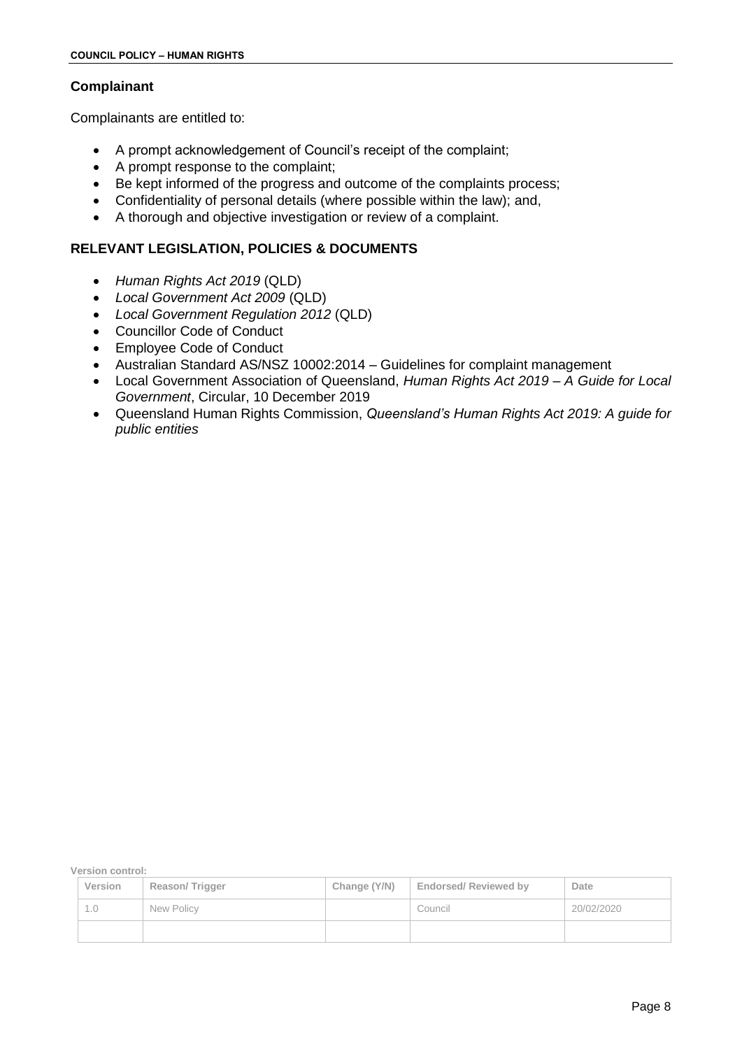### Complainant

Complainants are entitled to:

- A prompt acknowledgement of Council's receipt of the complaint;
- A prompt response to the complaint;
- Be kept informed of the progress and outcome of the complaints process;
- Confidentiality of personal details (where possible within the law); and,
- A thorough and objective investigation or review of a complaint.

## RELEVANT LEGISLATION, POLICIES & DOCUMENTS

- *Human Rights Act 2019* (QLD)
- *Local Government Act 2009* (QLD)
- *Local Government Regulation 2012* (QLD)
- Councillor Code of Conduct
- Employee Code of Conduct
- Australian Standard AS/NSZ 10002:2014 – Guidelines for complaint management
- Local Government Association of Queensland, *Human Rights Act 2019 – A Guide for Local Government*, Circular, 10 December 2019
- Queensland Human Rights Commission, *Queensland's Human Rights Act 2019: A guide for public entities*

**Version control:**

| Version | Reason/ Trigger | Change (Y/N) | Endorsed/ Reviewed by | Date |
|---|---|---|---|---|
| 1.0 | New Policy | | Council | 20/02/2020 |
| | | | | |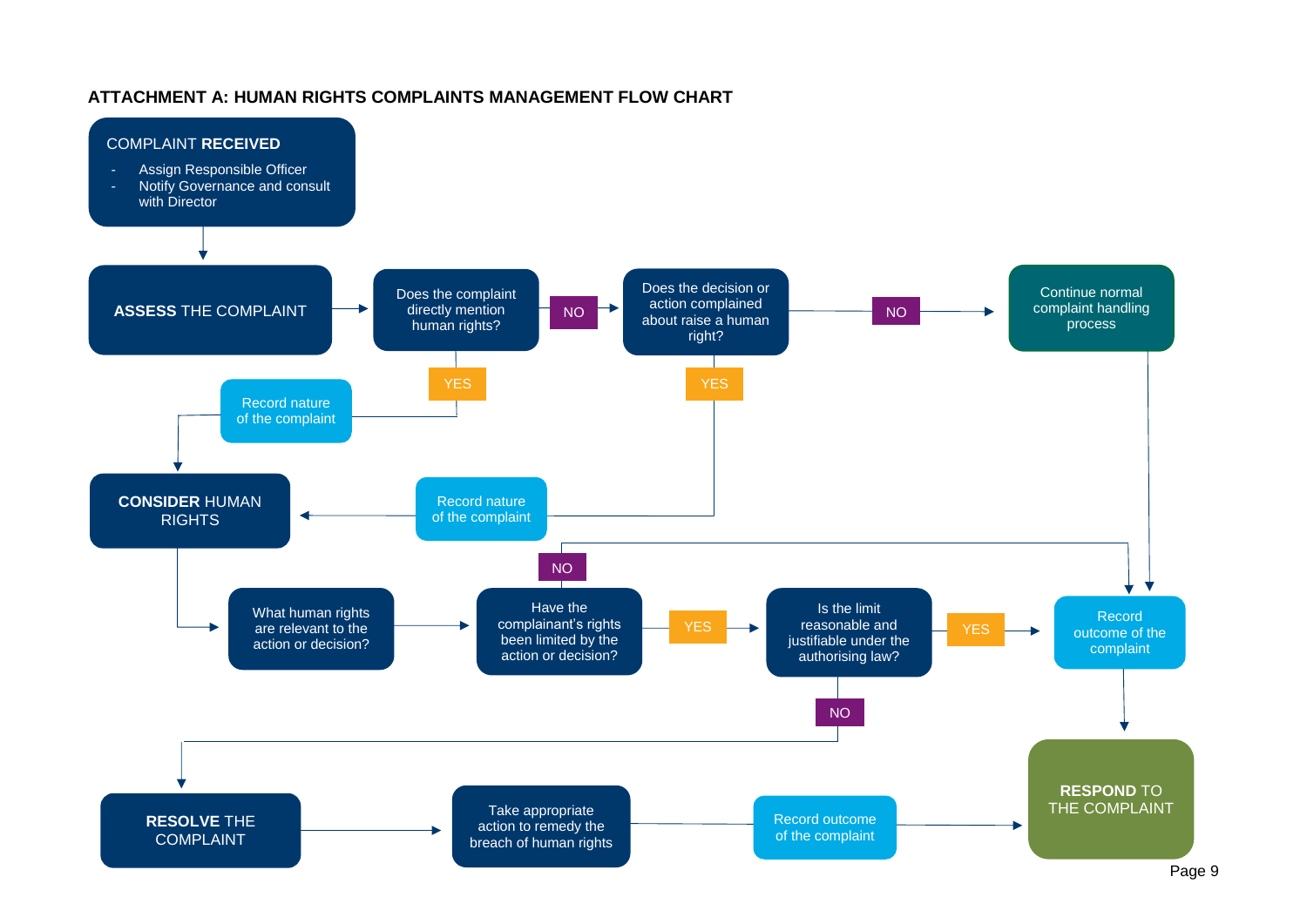### ATTACHMENT A: HUMAN RIGHTS COMPLAINTS MANAGEMENT FLOW CHART

COMPLAINT **RECEIVED**

- Assign Responsible Officer
- Notify Governance and consult with Director

**ASSESS** THE COMPLAINT

Does the complaint directly mention human rights?

NO

Does the decision or action complained about raise a human right?

NO

Continue normal complaint handling process

YES

Record nature of the complaint

YES

**CONSIDER** HUMAN RIGHTS

Record nature of the complaint

NO

What human rights are relevant to the action or decision?

Have the complainant's rights been limited by the action or decision?

YES

Is the limit reasonable and justifiable under the authorising law?

YES

Record outcome of the complaint

NO

**RESOLVE** THE COMPLAINT

Take appropriate action to remedy the breach of human rights

Record outcome of the complaint

**RESPOND** TO THE COMPLAINT